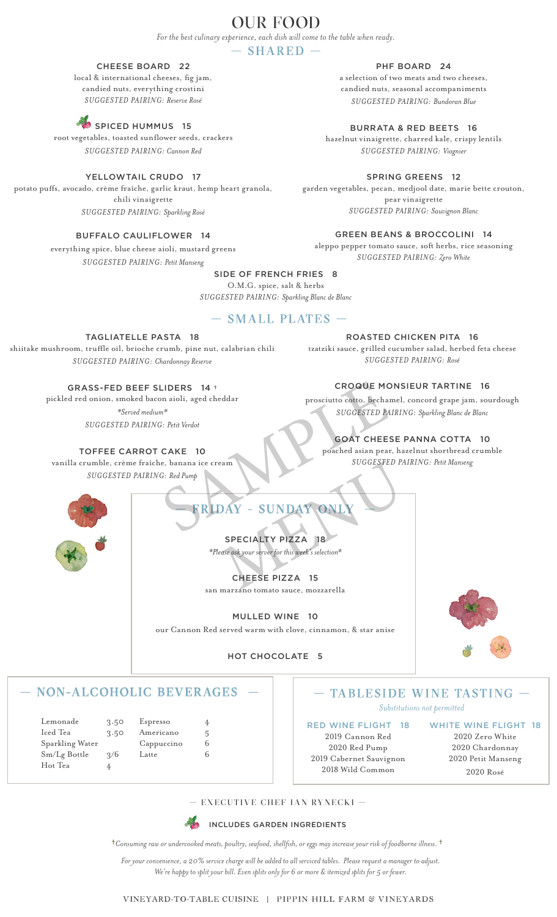# OUR FOOD

*For the best culinary experience, each dish will come to the table when ready.*

## — SHARED —

**CHEESE BOARD 22**
local & international cheeses, fig jam, candied nuts, everything crostini
*SUGGESTED PAIRING: Reserve Rosé*

**SPICED HUMMUS 15**
root vegetables, toasted sunflower seeds, crackers
*SUGGESTED PAIRING: Cannon Red*

**YELLOWTAIL CRUDO 17**
potato puffs, avocado, crème fraîche, garlic kraut, hemp heart granola, chili vinaigrette
*SUGGESTED PAIRING: Sparkling Rosé*

**BUFFALO CAULIFLOWER 14**
everything spice, blue cheese aioli, mustard greens
*SUGGESTED PAIRING: Petit Manseng*

**PHF BOARD 24**
a selection of two meats and two cheeses, candied nuts, seasonal accompaniments
*SUGGESTED PAIRING: Bundoran Blue*

**BURRATA & RED BEETS 16**
hazelnut vinaigrette, charred kale, crispy lentils
*SUGGESTED PAIRING: Viognier*

**SPRING GREENS 12**
garden vegetables, pecan, medjool date, marie bette crouton, pear vinaigrette
*SUGGESTED PAIRING: Sauvignon Blanc*

**GREEN BEANS & BROCCOLINI 14**
aleppo pepper tomato sauce, soft herbs, rice seasoning
*SUGGESTED PAIRING: Zero White*

**SIDE OF FRENCH FRIES 8**
O.M.G. spice, salt & herbs
*SUGGESTED PAIRING: Sparkling Blanc de Blanc*

## — SMALL PLATES —

**TAGLIATELLE PASTA 18**
shiitake mushroom, truffle oil, brioche crumb, pine nut, calabrian chili
*SUGGESTED PAIRING: Chardonnay Reserve*

**GRASS-FED BEEF SLIDERS 14 †**
pickled red onion, smoked bacon aioli, aged cheddar
*\*Served medium\**
*SUGGESTED PAIRING: Petit Verdot*

**TOFFEE CARROT CAKE 10**
vanilla crumble, crème fraîche, banana ice cream
*SUGGESTED PAIRING: Red Pump*

**ROASTED CHICKEN PITA 16**
tzatziki sauce, grilled cucumber salad, herbed feta cheese
*SUGGESTED PAIRING: Rosé*

**CROQUE MONSIEUR TARTINE 16**
prosciutto cotto, bechamel, concord grape jam, sourdough
*SUGGESTED PAIRING: Sparkling Blanc de Blanc*

**GOAT CHEESE PANNA COTTA 10**
poached asian pear, hazelnut shortbread crumble
*SUGGESTED PAIRING: Petit Manseng*

SAMPLE MENU

## — FRIDAY - SUNDAY ONLY —

**SPECIALTY PIZZA 18**
*\*Please ask your server for this week's selection\**

**CHEESE PIZZA 15**
san marzano tomato sauce, mozzarella

**MULLED WINE 10**
our Cannon Red served warm with clove, cinnamon, & star anise

**HOT CHOCOLATE 5**

## — NON-ALCOHOLIC BEVERAGES —

| | | | |
|---|---|---|---|
| Lemonade | 3.50 | Espresso | 4 |
| Iced Tea | 3.50 | Americano | 5 |
| Sparkling Water | | Cappuccino | 6 |
| Sm/Lg Bottle | 3/6 | Latte | 6 |
| Hot Tea | 4 | | |

## — TABLESIDE WINE TASTING —

*Substitutions not permitted*

**RED WINE FLIGHT 18**
2019 Cannon Red
2020 Red Pump
2019 Cabernet Sauvignon
2018 Wild Common

**WHITE WINE FLIGHT 18**
2020 Zero White
2020 Chardonnay
2020 Petit Manseng
2020 Rosé

— EXECUTIVE CHEF IAN RYNECKI —

INCLUDES GARDEN INGREDIENTS

†*Consuming raw or undercooked meats, poultry, seafood, shellfish, or eggs may increase your risk of foodborne illness.* †

*For your convenience, a 20% service charge will be added to all serviced tables. Please request a manager to adjust. We're happy to split your bill. Even splits only for 6 or more & itemized splits for 5 or fewer.*

VINEYARD-TO-TABLE CUISINE | PIPPIN HILL FARM & VINEYARDS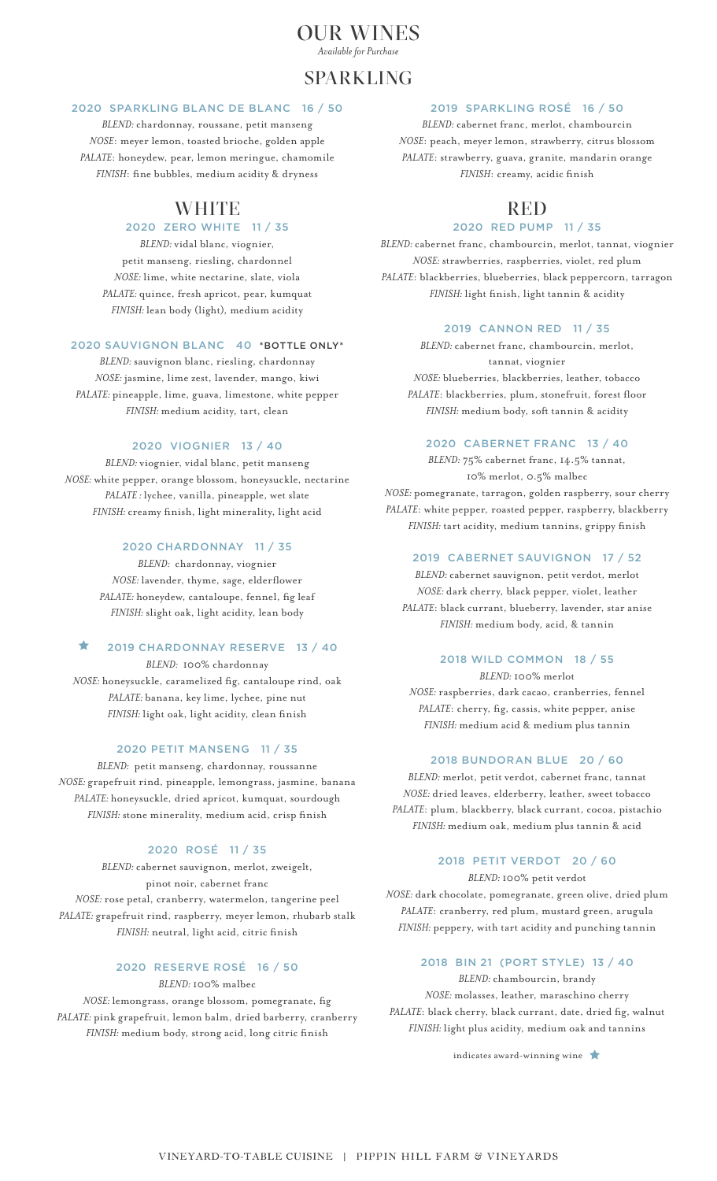# OUR WINES

*Available for Purchase*

## SPARKLING

### 2020 SPARKLING BLANC DE BLANC 16 / 50

*BLEND:* chardonnay, roussane, petit manseng
*NOSE*: meyer lemon, toasted brioche, golden apple
*PALATE*: honeydew, pear, lemon meringue, chamomile
*FINISH*: fine bubbles, medium acidity & dryness

### 2019 SPARKLING ROSÉ 16 / 50

*BLEND:* cabernet franc, merlot, chambourcin
*NOSE*: peach, meyer lemon, strawberry, citrus blossom
*PALATE*: strawberry, guava, granite, mandarin orange
*FINISH*: creamy, acidic finish

## WHITE

### 2020 ZERO WHITE 11 / 35

*BLEND:* vidal blanc, viognier, petit manseng, riesling, chardonnel
*NOSE:* lime, white nectarine, slate, viola
*PALATE:* quince, fresh apricot, pear, kumquat
*FINISH:* lean body (light), medium acidity

### 2020 SAUVIGNON BLANC 40 *BOTTLE ONLY*

*BLEND:* sauvignon blanc, riesling, chardonnay
*NOSE:* jasmine, lime zest, lavender, mango, kiwi
*PALATE:* pineapple, lime, guava, limestone, white pepper
*FINISH:* medium acidity, tart, clean

### 2020 VIOGNIER 13 / 40

*BLEND:* viognier, vidal blanc, petit manseng
*NOSE:* white pepper, orange blossom, honeysuckle, nectarine
*PALATE :* lychee, vanilla, pineapple, wet slate
*FINISH:* creamy finish, light minerality, light acid

### 2020 CHARDONNAY 11 / 35

*BLEND:* chardonnay, viognier
*NOSE:* lavender, thyme, sage, elderflower
*PALATE:* honeydew, cantaloupe, fennel, fig leaf
*FINISH:* slight oak, light acidity, lean body

### ★ 2019 CHARDONNAY RESERVE 13 / 40

*BLEND:* 100% chardonnay
*NOSE:* honeysuckle, caramelized fig, cantaloupe rind, oak
*PALATE:* banana, key lime, lychee, pine nut
*FINISH:* light oak, light acidity, clean finish

### 2020 PETIT MANSENG 11 / 35

*BLEND:* petit manseng, chardonnay, roussanne
*NOSE:* grapefruit rind, pineapple, lemongrass, jasmine, banana
*PALATE:* honeysuckle, dried apricot, kumquat, sourdough
*FINISH:* stone minerality, medium acid, crisp finish

### 2020 ROSÉ 11 / 35

*BLEND:* cabernet sauvignon, merlot, zweigelt, pinot noir, cabernet franc
*NOSE:* rose petal, cranberry, watermelon, tangerine peel
*PALATE:* grapefruit rind, raspberry, meyer lemon, rhubarb stalk
*FINISH:* neutral, light acid, citric finish

### 2020 RESERVE ROSÉ 16 / 50

*BLEND:* 100% malbec
*NOSE:* lemongrass, orange blossom, pomegranate, fig
*PALATE:* pink grapefruit, lemon balm, dried barberry, cranberry
*FINISH:* medium body, strong acid, long citric finish

## RED

### 2020 RED PUMP 11 / 35

*BLEND:* cabernet franc, chambourcin, merlot, tannat, viognier
*NOSE:* strawberries, raspberries, violet, red plum
*PALATE*: blackberries, blueberries, black peppercorn, tarragon
*FINISH:* light finish, light tannin & acidity

### 2019 CANNON RED 11 / 35

*BLEND:* cabernet franc, chambourcin, merlot, tannat, viognier
*NOSE:* blueberries, blackberries, leather, tobacco
*PALATE*: blackberries, plum, stonefruit, forest floor
*FINISH:* medium body, soft tannin & acidity

### 2020 CABERNET FRANC 13 / 40

*BLEND:* 75% cabernet franc, 14.5% tannat, 10% merlot, 0.5% malbec
*NOSE:* pomegranate, tarragon, golden raspberry, sour cherry
*PALATE:* white pepper, roasted pepper, raspberry, blackberry
*FINISH:* tart acidity, medium tannins, grippy finish

### 2019 CABERNET SAUVIGNON 17 / 52

*BLEND:* cabernet sauvignon, petit verdot, merlot
*NOSE:* dark cherry, black pepper, violet, leather
*PALATE*: black currant, blueberry, lavender, star anise
*FINISH:* medium body, acid, & tannin

### 2018 WILD COMMON 18 / 55

*BLEND:* 100% merlot
*NOSE:* raspberries, dark cacao, cranberries, fennel
*PALATE*: cherry, fig, cassis, white pepper, anise
*FINISH:* medium acid & medium plus tannin

### 2018 BUNDORAN BLUE 20 / 60

*BLEND:* merlot, petit verdot, cabernet franc, tannat
*NOSE:* dried leaves, elderberry, leather, sweet tobacco
*PALATE*: plum, blackberry, black currant, cocoa, pistachio
*FINISH:* medium oak, medium plus tannin & acid

### 2018 PETIT VERDOT 20 / 60

*BLEND:* 100% petit verdot
*NOSE:* dark chocolate, pomegranate, green olive, dried plum
*PALATE*: cranberry, red plum, mustard green, arugula
*FINISH:* peppery, with tart acidity and punching tannin

### 2018 BIN 21 (PORT STYLE) 13 / 40

*BLEND:* chambourcin, brandy
*NOSE:* molasses, leather, maraschino cherry
*PALATE*: black cherry, black currant, date, dried fig, walnut
*FINISH:* light plus acidity, medium oak and tannins

indicates award-winning wine ★

VINEYARD-TO-TABLE CUISINE | PIPPIN HILL FARM & VINEYARDS